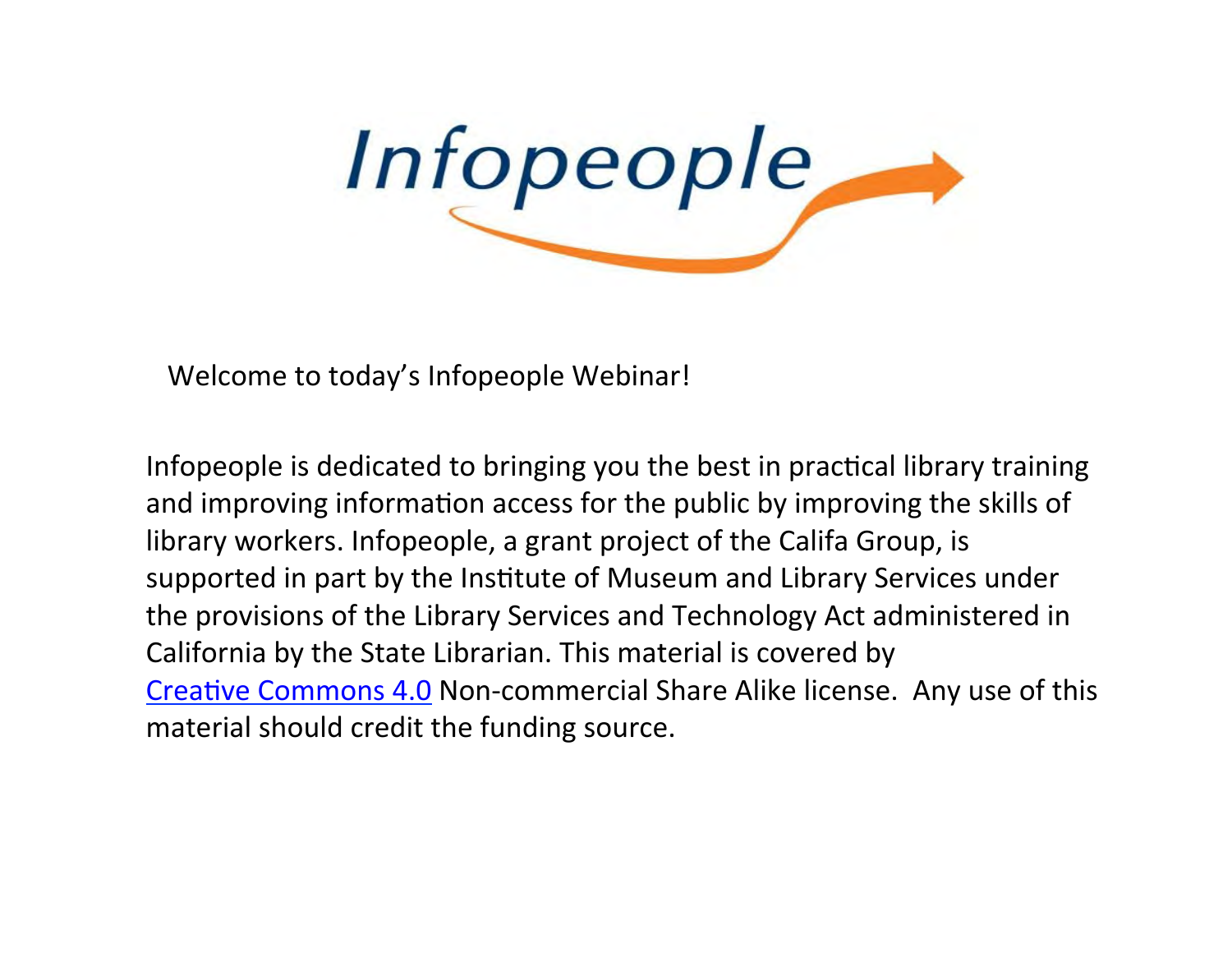# Infopeople

Welcome to today's Infopeople Webinar!

Infopeople is dedicated to bringing you the best in practical library training and improving information access for the public by improving the skills of library workers. Infopeople, a grant project of the Califa Group, is supported in part by the Institute of Museum and Library Services under the provisions of the Library Services and Technology Act administered in California by the State Librarian. This material is covered by Creative Commons 4.0 Non-commercial Share Alike license. Any use of this material should credit the funding source.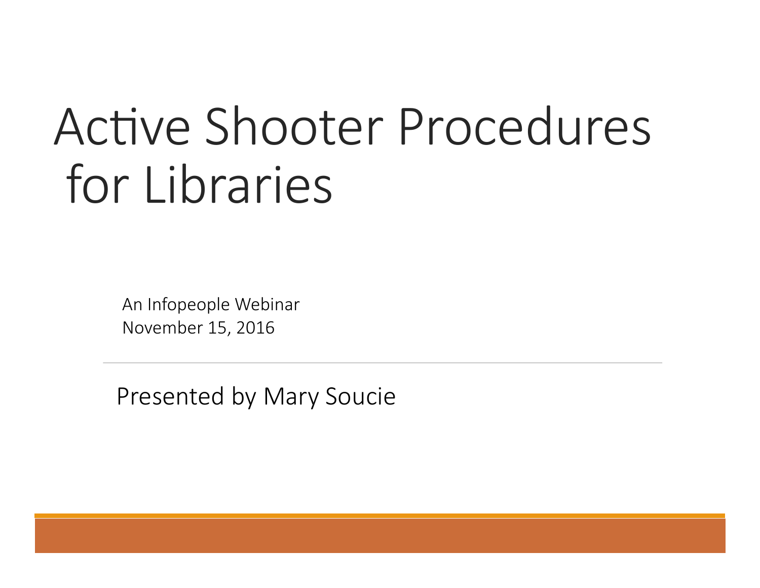# Active Shooter Procedures for Libraries

An Infopeople Webinar
November 15, 2016

Presented by Mary Soucie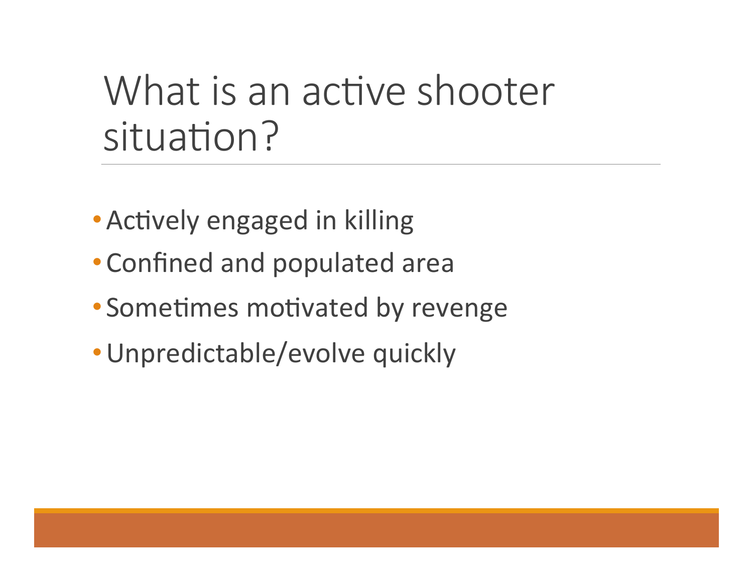# What is an active shooter situation?

- Actively engaged in killing
- Confined and populated area
- Sometimes motivated by revenge
- Unpredictable/evolve quickly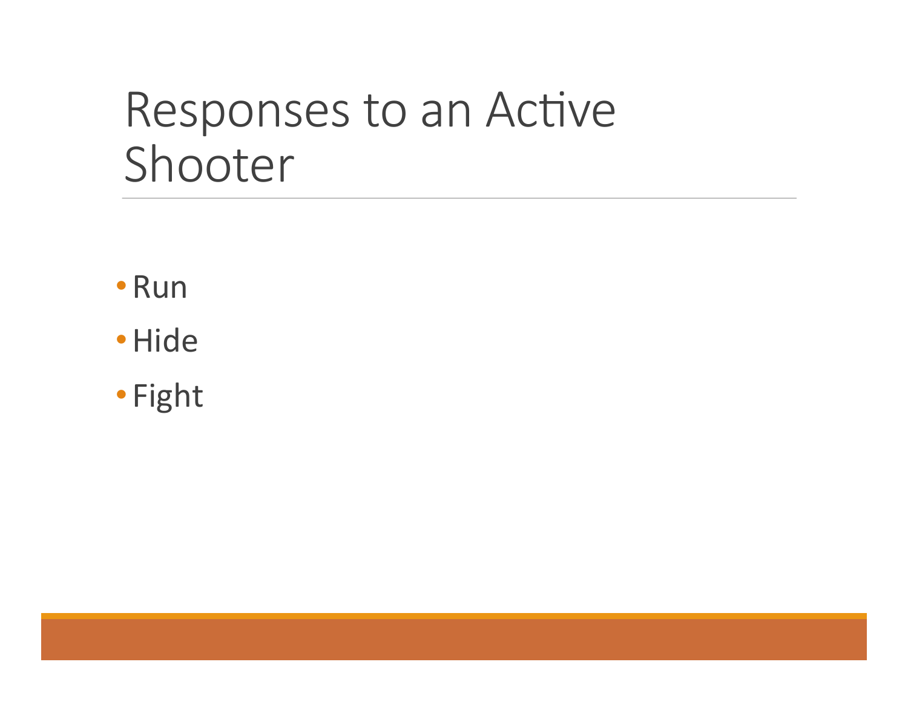# Responses to an Active Shooter

- Run
- Hide
- Fight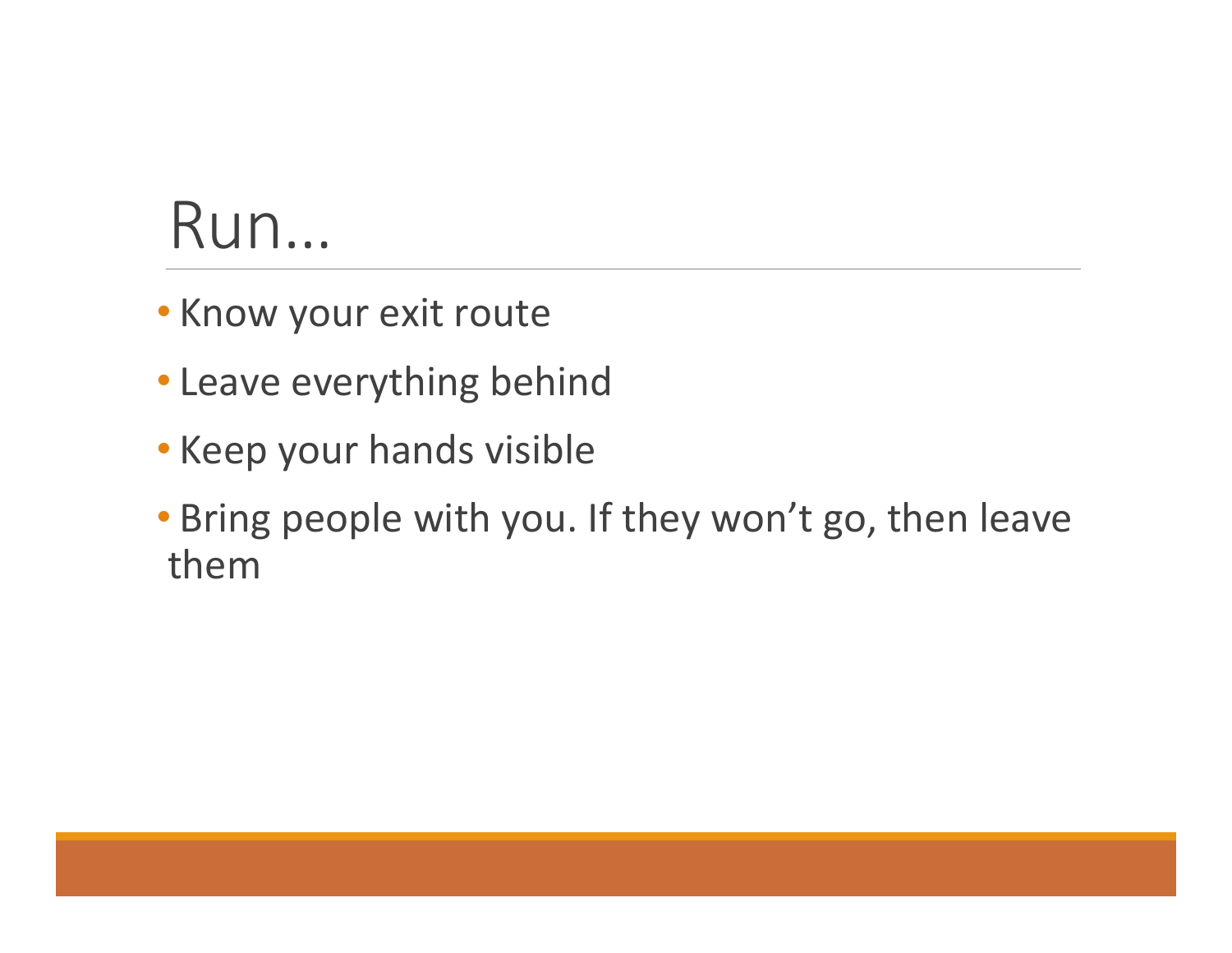# Run…

- Know your exit route
- Leave everything behind
- Keep your hands visible
- Bring people with you. If they won't go, then leave them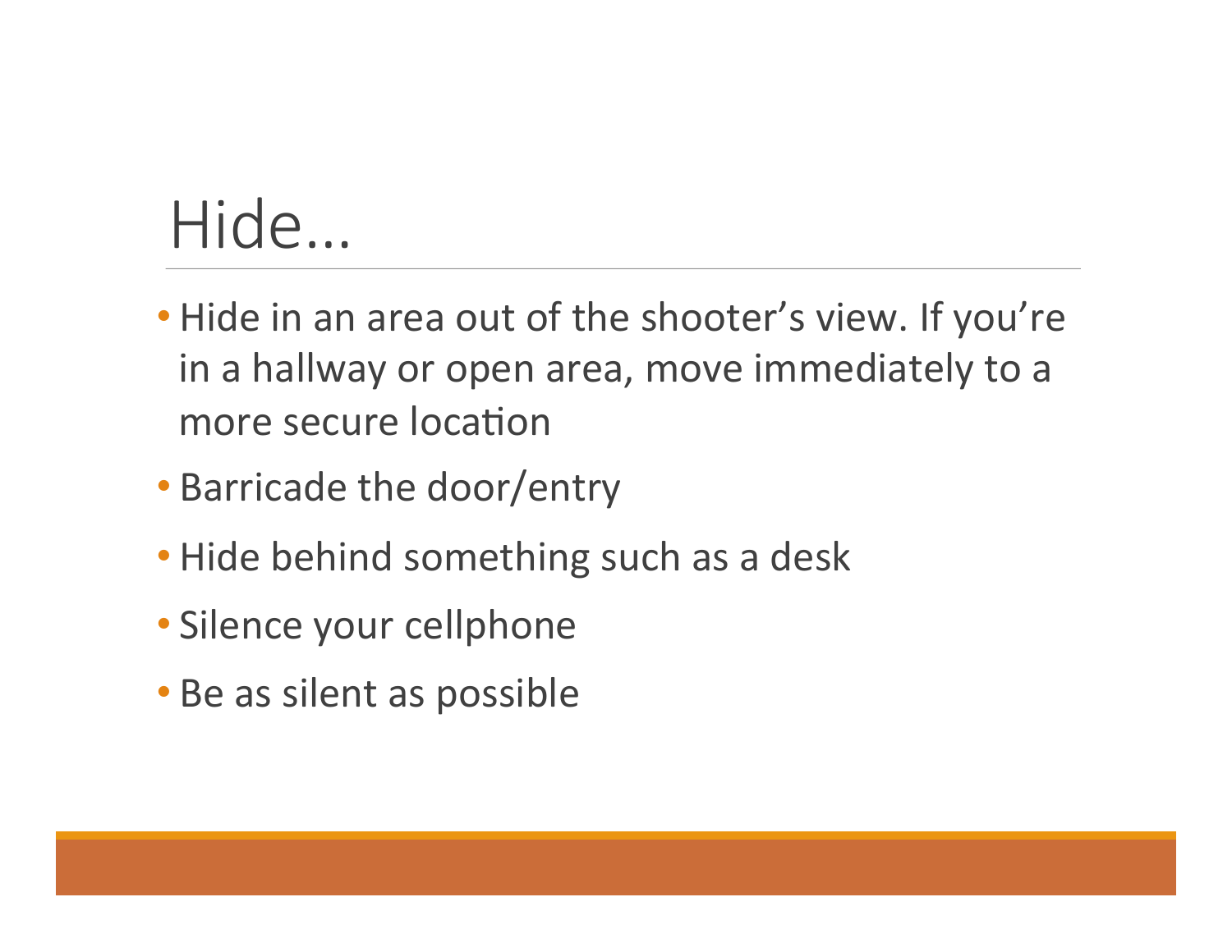# Hide…

- Hide in an area out of the shooter's view. If you're in a hallway or open area, move immediately to a more secure location
- Barricade the door/entry
- Hide behind something such as a desk
- Silence your cellphone
- Be as silent as possible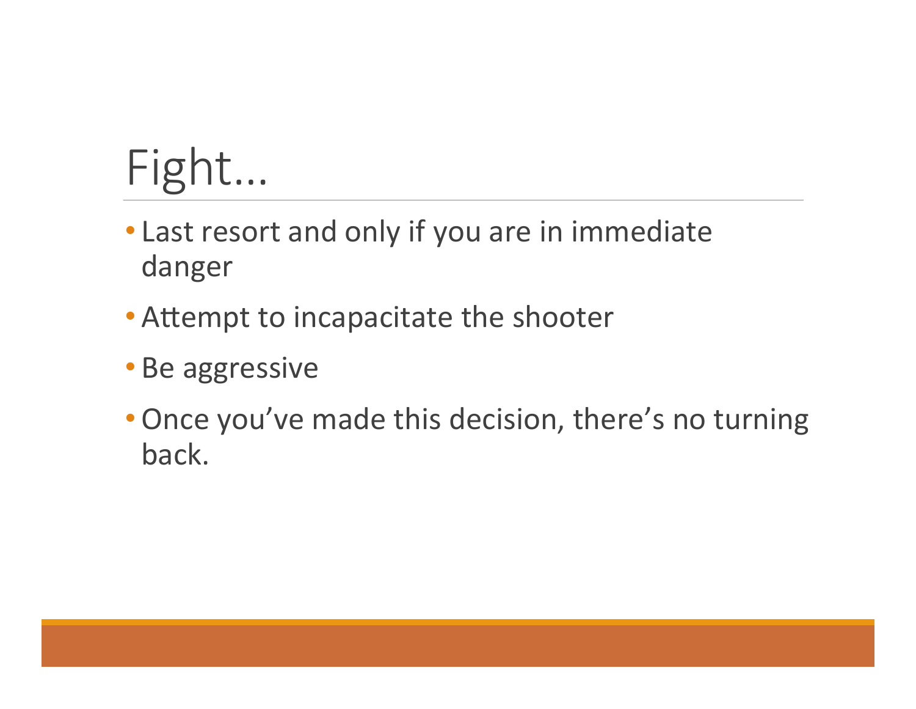# Fight…

- Last resort and only if you are in immediate danger
- Attempt to incapacitate the shooter
- Be aggressive
- Once you've made this decision, there's no turning back.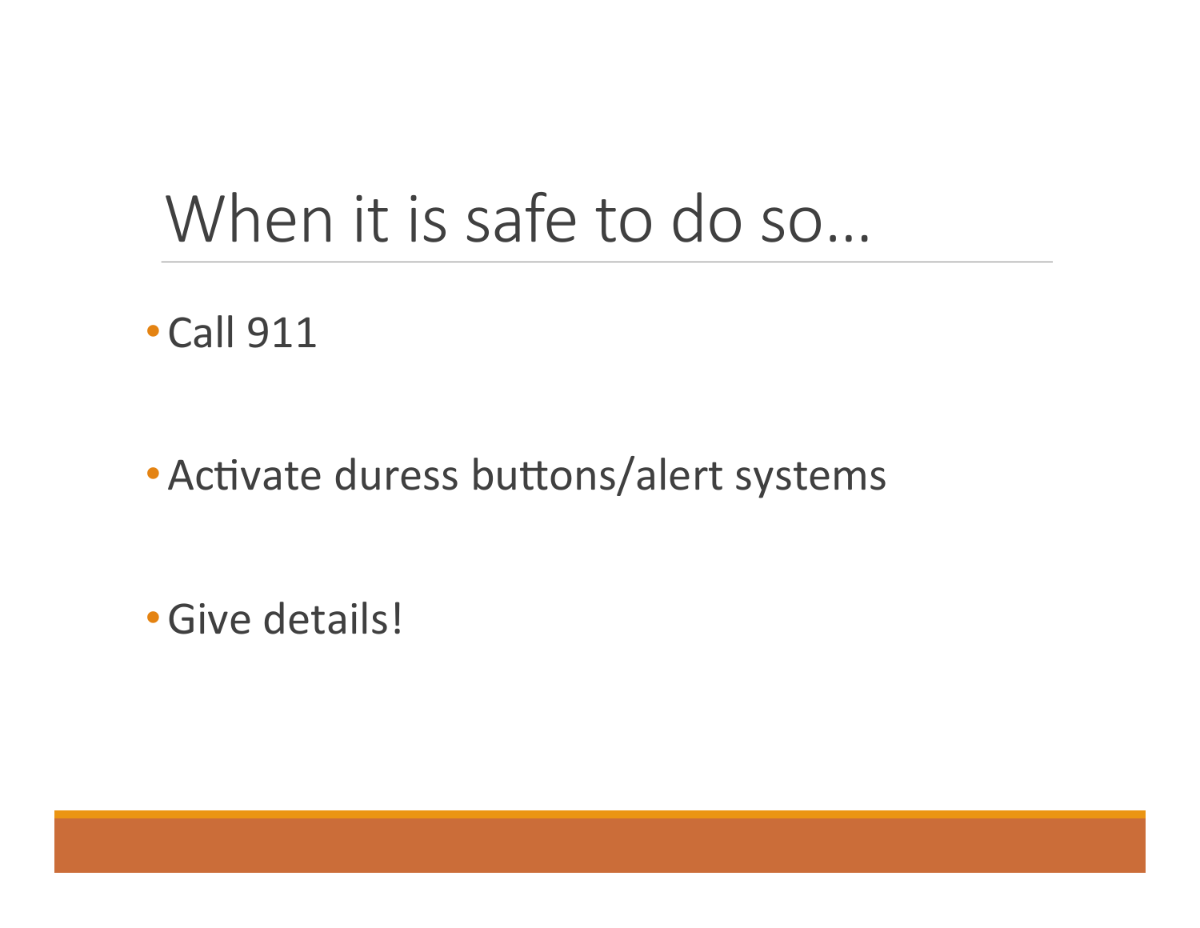# When it is safe to do so…

- Call 911
- Activate duress buttons/alert systems
- Give details!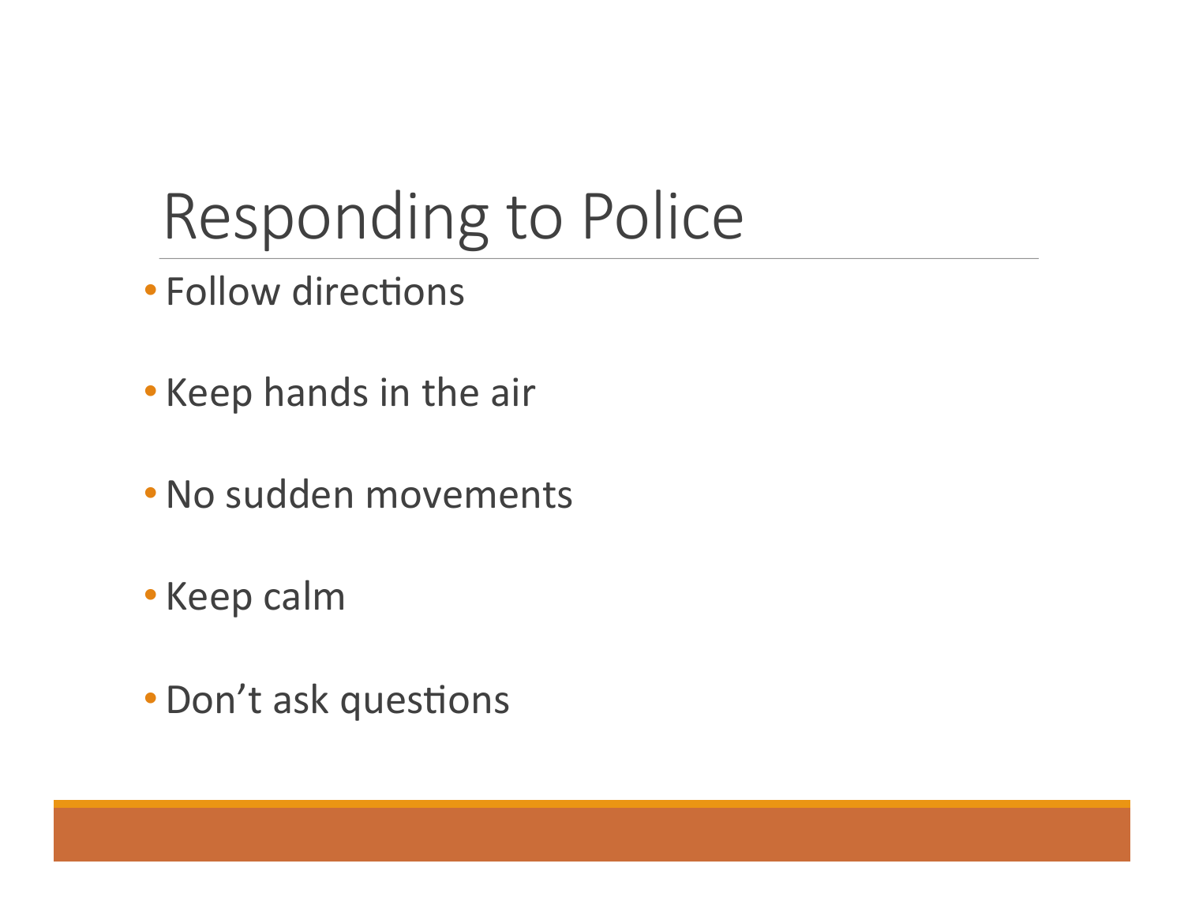# Responding to Police

- Follow directions
- Keep hands in the air
- No sudden movements
- Keep calm
- Don't ask questions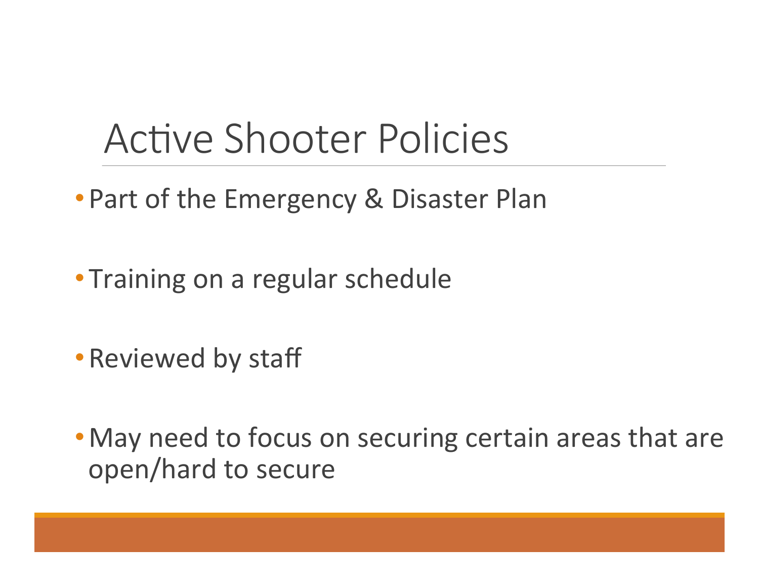# Active Shooter Policies

- Part of the Emergency & Disaster Plan
- Training on a regular schedule
- Reviewed by staff
- May need to focus on securing certain areas that are open/hard to secure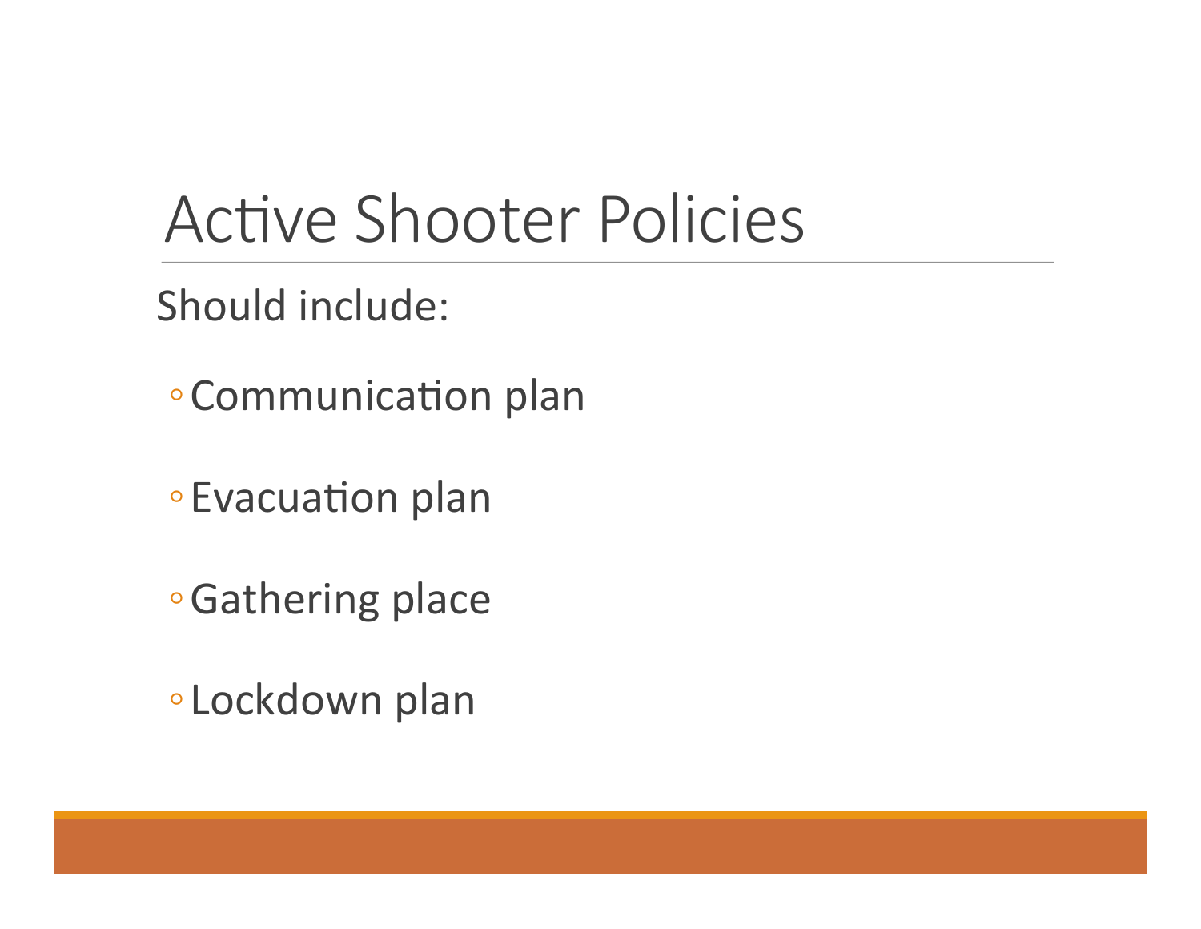# Active Shooter Policies

Should include:

- Communication plan
- Evacuation plan
- Gathering place
- Lockdown plan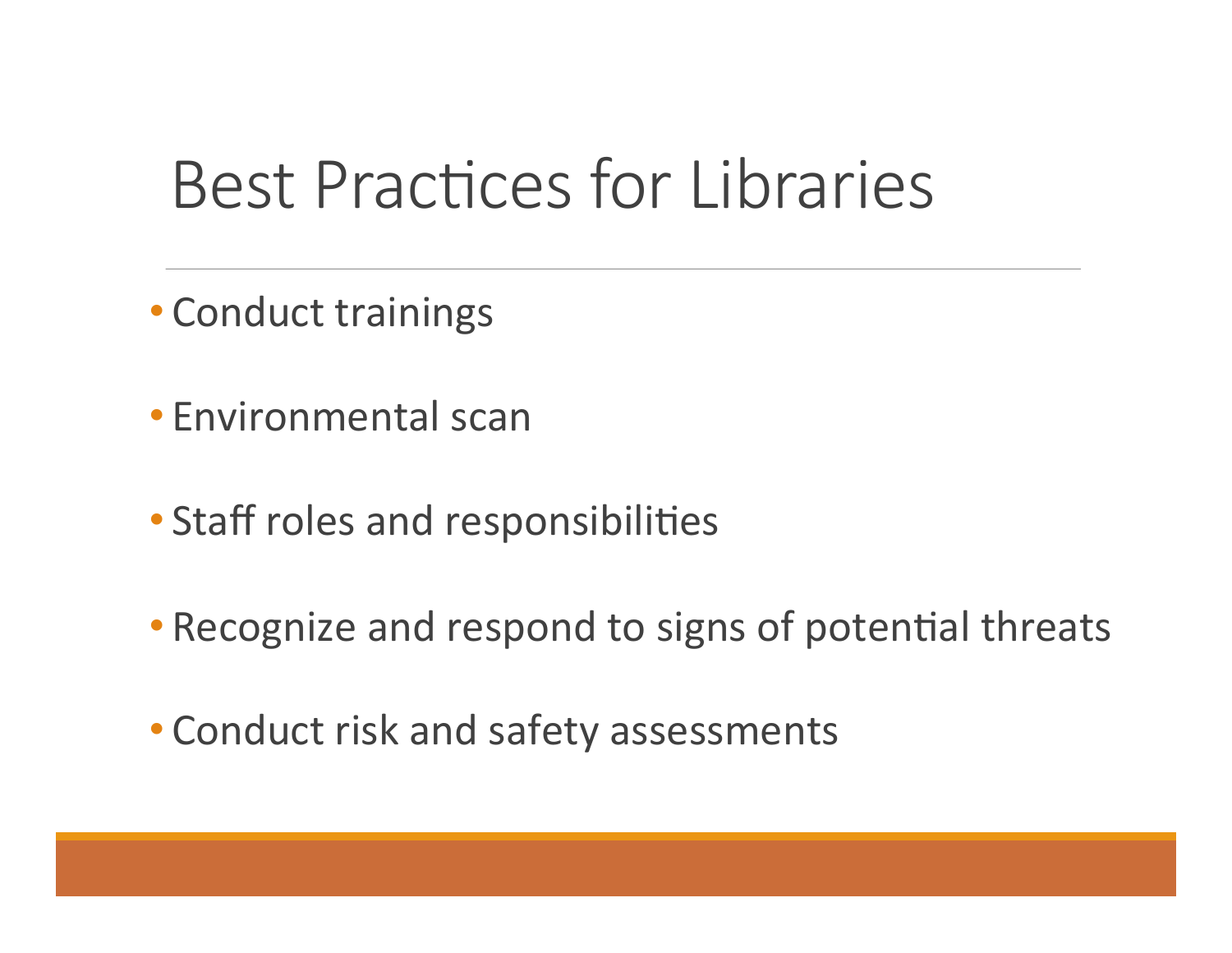# Best Practices for Libraries

- Conduct trainings
- Environmental scan
- Staff roles and responsibilities
- Recognize and respond to signs of potential threats
- Conduct risk and safety assessments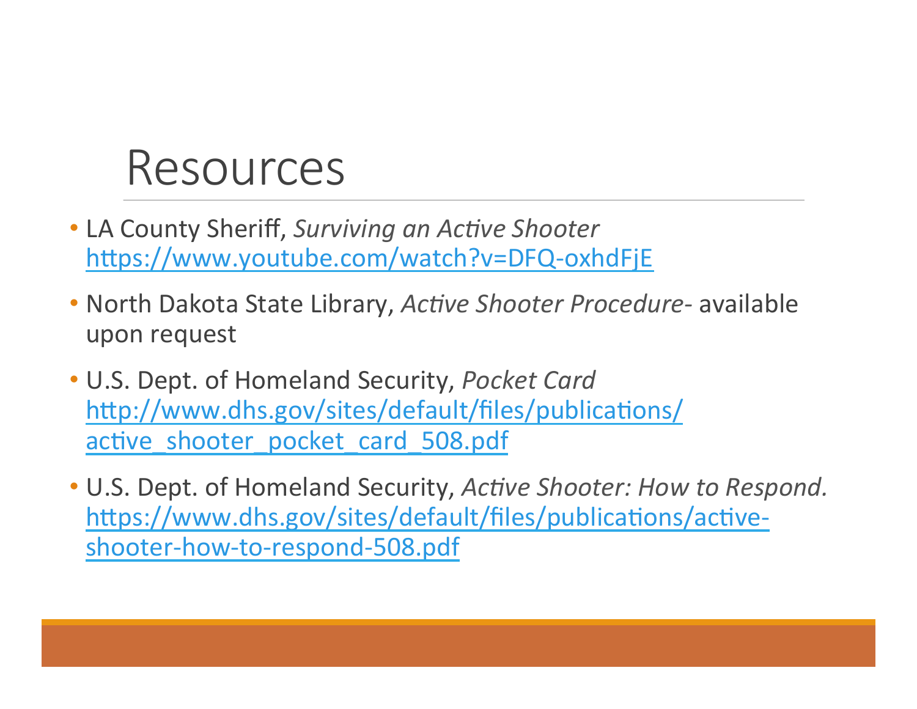# Resources

- LA County Sheriff, *Surviving an Active Shooter* https://www.youtube.com/watch?v=DFQ-oxhdFjE
- North Dakota State Library, *Active Shooter Procedure*- available upon request
- U.S. Dept. of Homeland Security, *Pocket Card* http://www.dhs.gov/sites/default/files/publications/active_shooter_pocket_card_508.pdf
- U.S. Dept. of Homeland Security, *Active Shooter: How to Respond.* https://www.dhs.gov/sites/default/files/publications/active-shooter-how-to-respond-508.pdf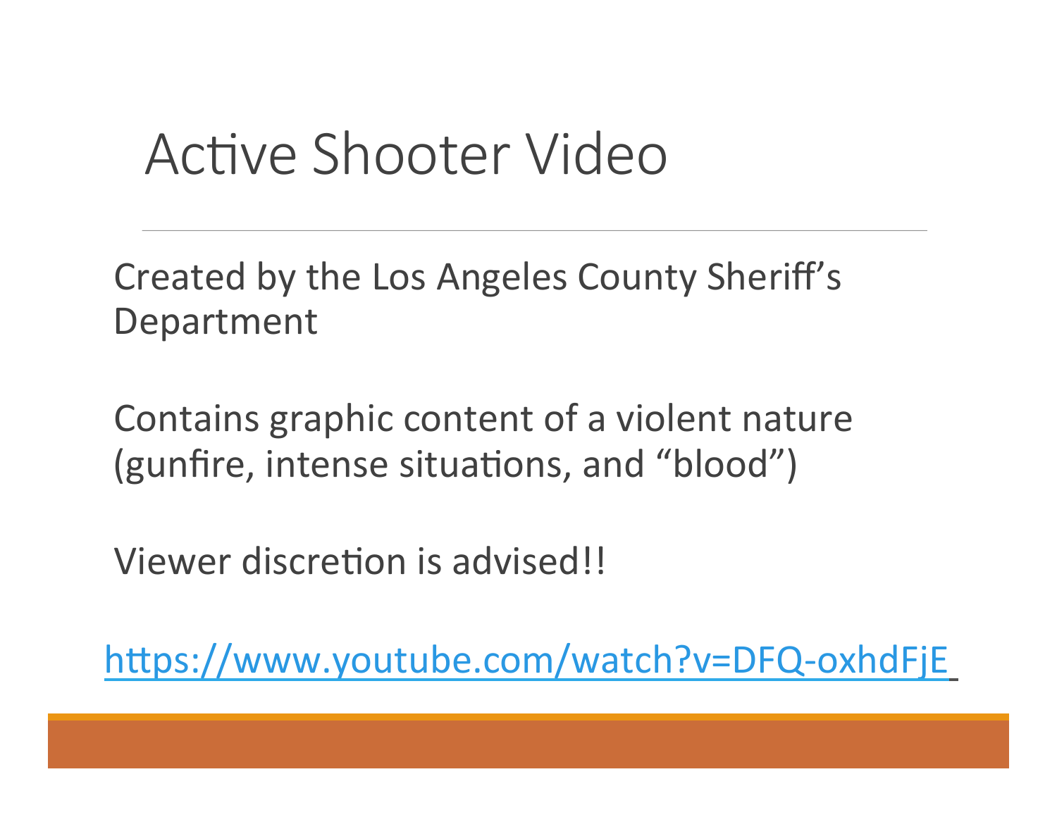# Active Shooter Video

Created by the Los Angeles County Sheriff's Department

Contains graphic content of a violent nature (gunfire, intense situations, and "blood")

Viewer discretion is advised!!

https://www.youtube.com/watch?v=DFQ-oxhdFjE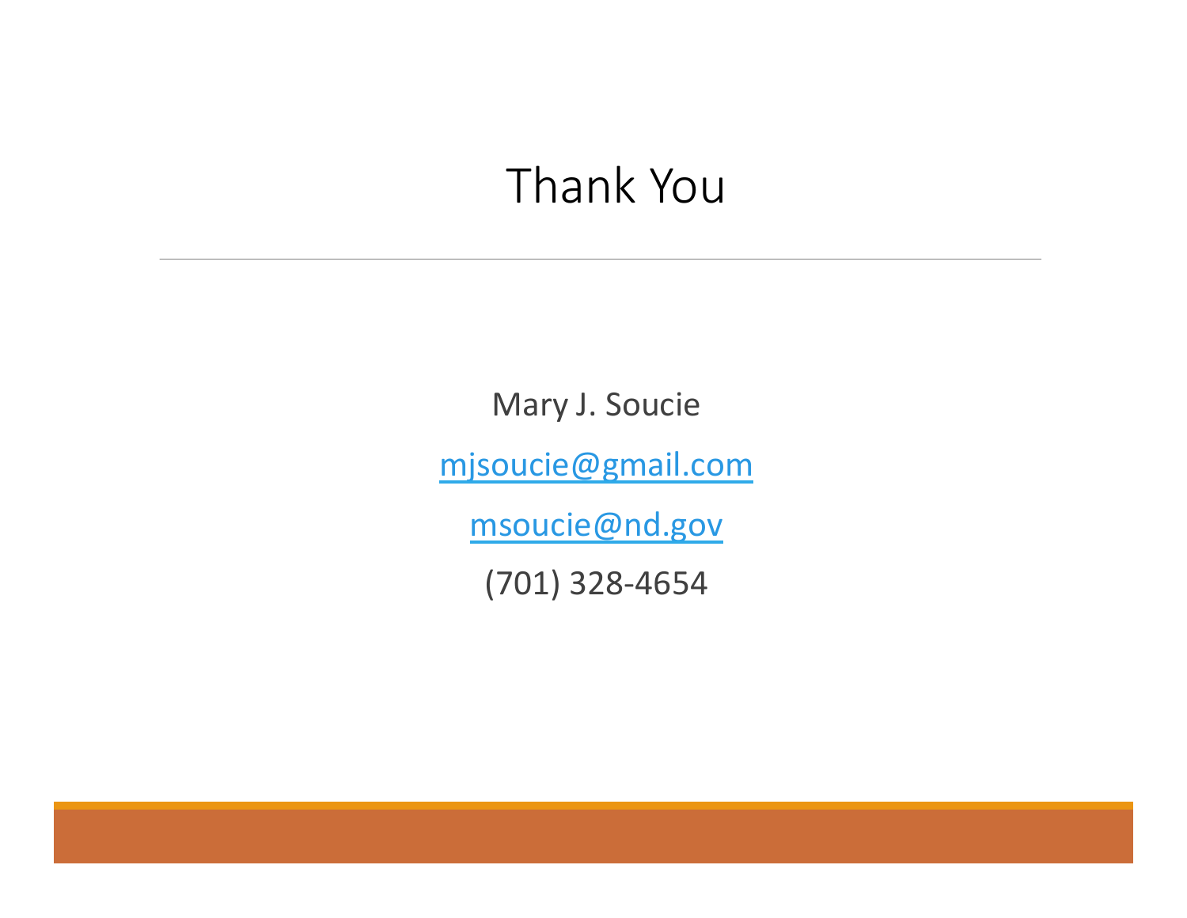# Thank You

Mary J. Soucie

mjsoucie@gmail.com

msoucie@nd.gov

(701) 328-4654